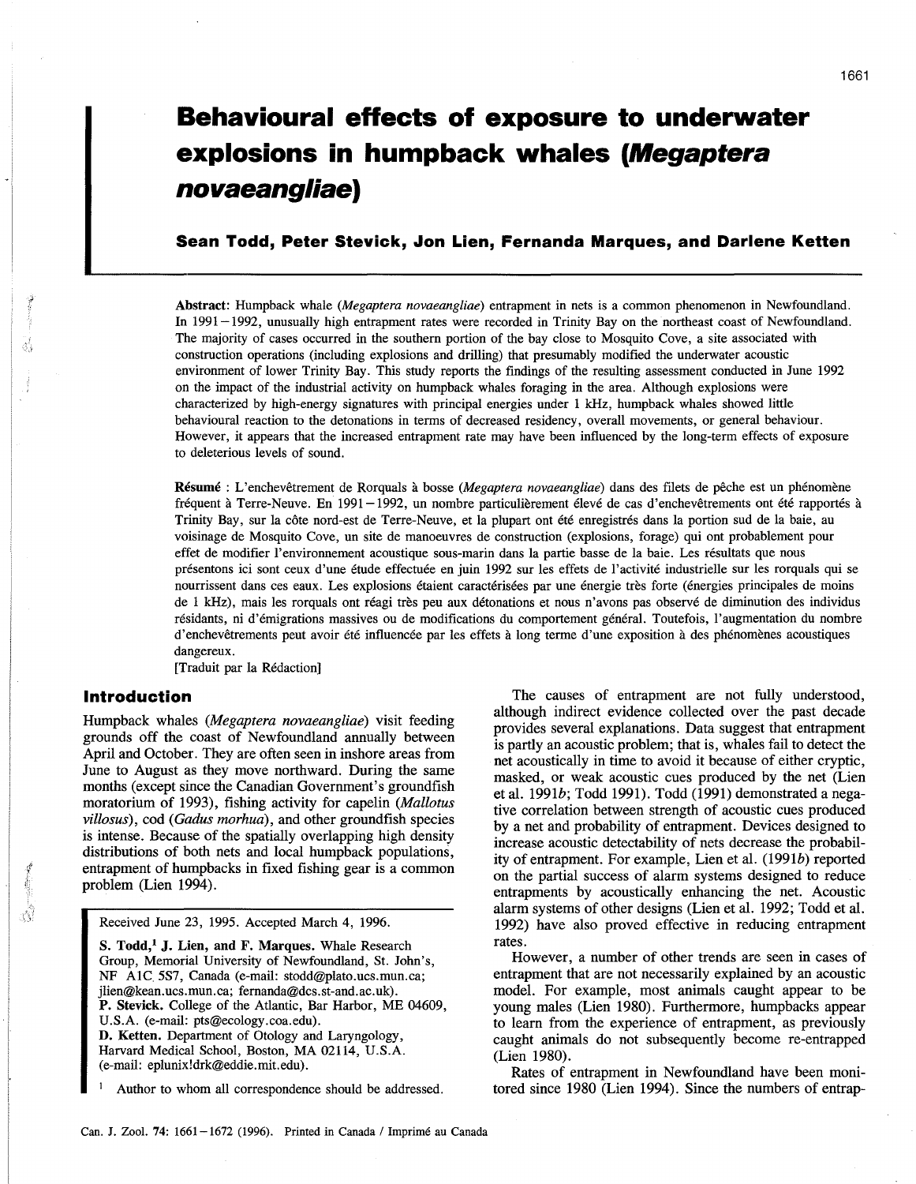# Behavioural effects of exposure to underwater explosions in humpback whales (*Megaptera novaeangliae*)

**Sean Todd, Peter Stevick, Jon Lien, Fernanda Marques, and Darlene Ketten**

**Abstract:** Humpback whale (*Megaptera novaeangliae*) entrapment in nets is a common phenomenon in Newfoundland. In 1991–1992, unusually high entrapment rates were recorded in Trinity Bay on the northeast coast of Newfoundland. The majority of cases occurred in the southern portion of the bay close to Mosquito Cove, a site associated with construction operations (including explosions and drilling) that presumably modified the underwater acoustic environment of lower Trinity Bay. This study reports the findings of the resulting assessment conducted in June 1992 on the impact of the industrial activity on humpback whales foraging in the area. Although explosions were characterized by high-energy signatures with principal energies under 1 kHz, humpback whales showed little behavioural reaction to the detonations in terms of decreased residency, overall movements, or general behaviour. However, it appears that the increased entrapment rate may have been influenced by the long-term effects of exposure to deleterious levels of sound.

**Résumé** : L'enchevêtrement de Rorquals à bosse (*Megaptera novaeangliae*) dans des filets de pêche est un phénomène fréquent à Terre-Neuve. En 1991–1992, un nombre particulièrement élevé de cas d'enchevêtrements ont été rapportés à Trinity Bay, sur la côte nord-est de Terre-Neuve, et la plupart ont été enregistrés dans la portion sud de la baie, au voisinage de Mosquito Cove, un site de manoeuvres de construction (explosions, forage) qui ont probablement pour effet de modifier l'environnement acoustique sous-marin dans la partie basse de la baie. Les résultats que nous présentons ici sont ceux d'une étude effectuée en juin 1992 sur les effets de l'activité industrielle sur les rorquals qui se nourrissent dans ces eaux. Les explosions étaient caractérisées par une énergie très forte (énergies principales de moins de 1 kHz), mais les rorquals ont réagi très peu aux détonations et nous n'avons pas observé de diminution des individus résidants, ni d'émigrations massives ou de modifications du comportement général. Toutefois, l'augmentation du nombre d'enchevêtrements peut avoir été influencée par les effets à long terme d'une exposition à des phénomènes acoustiques dangereux.
[Traduit par la Rédaction]

## Introduction

Humpback whales (*Megaptera novaeangliae*) visit feeding grounds off the coast of Newfoundland annually between April and October. They are often seen in inshore areas from June to August as they move northward. During the same months (except since the Canadian Government's groundfish moratorium of 1993), fishing activity for capelin (*Mallotus villosus*), cod (*Gadus morhua*), and other groundfish species is intense. Because of the spatially overlapping high density distributions of both nets and local humpback populations, entrapment of humpbacks in fixed fishing gear is a common problem (Lien 1994).

Received June 23, 1995. Accepted March 4, 1996.

**S. Todd,[1] J. Lien, and F. Marques.** Whale Research Group, Memorial University of Newfoundland, St. John's, NF A1C 5S7, Canada (e-mail: stodd@plato.ucs.mun.ca; jlien@kean.ucs.mun.ca; fernanda@dcs.st-and.ac.uk).
**P. Stevick.** College of the Atlantic, Bar Harbor, ME 04609, U.S.A. (e-mail: pts@ecology.coa.edu).
**D. Ketten.** Department of Otology and Laryngology, Harvard Medical School, Boston, MA 02114, U.S.A. (e-mail: eplunix!drk@eddie.mit.edu).

[1] Author to whom all correspondence should be addressed.

The causes of entrapment are not fully understood, although indirect evidence collected over the past decade provides several explanations. Data suggest that entrapment is partly an acoustic problem; that is, whales fail to detect the net acoustically in time to avoid it because of either cryptic, masked, or weak acoustic cues produced by the net (Lien et al. 1991*b*; Todd 1991). Todd (1991) demonstrated a negative correlation between strength of acoustic cues produced by a net and probability of entrapment. Devices designed to increase acoustic detectability of nets decrease the probability of entrapment. For example, Lien et al. (1991*b*) reported on the partial success of alarm systems designed to reduce entrapments by acoustically enhancing the net. Acoustic alarm systems of other designs (Lien et al. 1992; Todd et al. 1992) have also proved effective in reducing entrapment rates.

However, a number of other trends are seen in cases of entrapment that are not necessarily explained by an acoustic model. For example, most animals caught appear to be young males (Lien 1980). Furthermore, humpbacks appear to learn from the experience of entrapment, as previously caught animals do not subsequently become re-entrapped (Lien 1980).

Rates of entrapment in Newfoundland have been monitored since 1980 (Lien 1994). Since the numbers of entrap-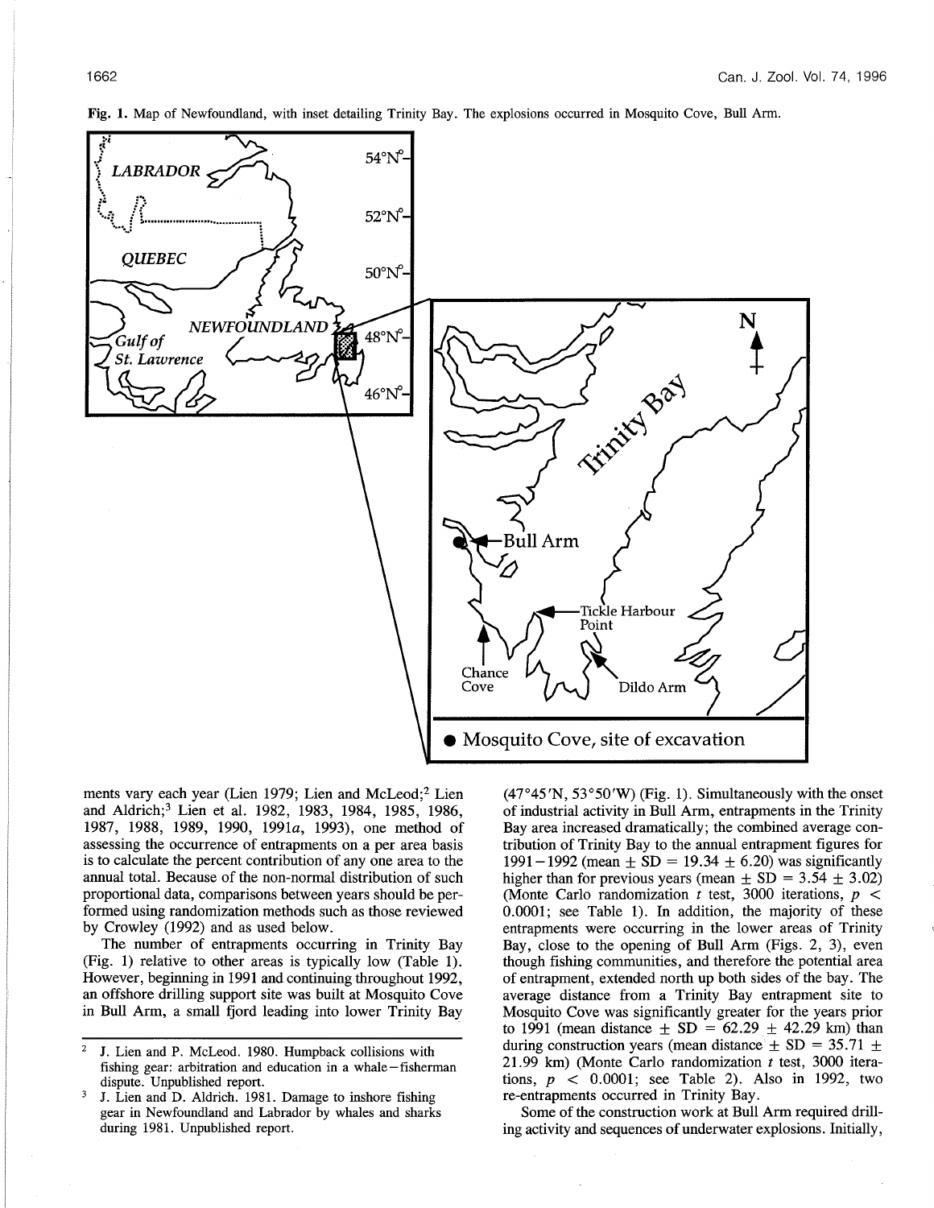Fig. 1. Map of Newfoundland, with inset detailing Trinity Bay. The explosions occurred in Mosquito Cove, Bull Arm.

ments vary each year (Lien 1979; Lien and McLeod;[2] Lien and Aldrich;[3] Lien et al. 1982, 1983, 1984, 1985, 1986, 1987, 1988, 1989, 1990, 1991*a*, 1993), one method of assessing the occurrence of entrapments on a per area basis is to calculate the percent contribution of any one area to the annual total. Because of the non-normal distribution of such proportional data, comparisons between years should be performed using randomization methods such as those reviewed by Crowley (1992) and as used below.

The number of entrapments occurring in Trinity Bay (Fig. 1) relative to other areas is typically low (Table 1). However, beginning in 1991 and continuing throughout 1992, an offshore drilling support site was built at Mosquito Cove in Bull Arm, a small fjord leading into lower Trinity Bay (47°45′N, 53°50′W) (Fig. 1). Simultaneously with the onset of industrial activity in Bull Arm, entrapments in the Trinity Bay area increased dramatically; the combined average contribution of Trinity Bay to the annual entrapment figures for 1991–1992 (mean ± SD = 19.34 ± 6.20) was significantly higher than for previous years (mean ± SD = 3.54 ± 3.02) (Monte Carlo randomization *t* test, 3000 iterations, $p < 0.0001$; see Table 1). In addition, the majority of these entrapments were occurring in the lower areas of Trinity Bay, close to the opening of Bull Arm (Figs. 2, 3), even though fishing communities, and therefore the potential area of entrapment, extended north up both sides of the bay. The average distance from a Trinity Bay entrapment site to Mosquito Cove was significantly greater for the years prior to 1991 (mean distance ± SD = 62.29 ± 42.29 km) than during construction years (mean distance ± SD = 35.71 ± 21.99 km) (Monte Carlo randomization *t* test, 3000 iterations, $p < 0.0001$; see Table 2). Also in 1992, two re-entrapments occurred in Trinity Bay.

Some of the construction work at Bull Arm required drilling activity and sequences of underwater explosions. Initially,

[2] J. Lien and P. McLeod. 1980. Humpback collisions with fishing gear: arbitration and education in a whale–fisherman dispute. Unpublished report.

[3] J. Lien and D. Aldrich. 1981. Damage to inshore fishing gear in Newfoundland and Labrador by whales and sharks during 1981. Unpublished report.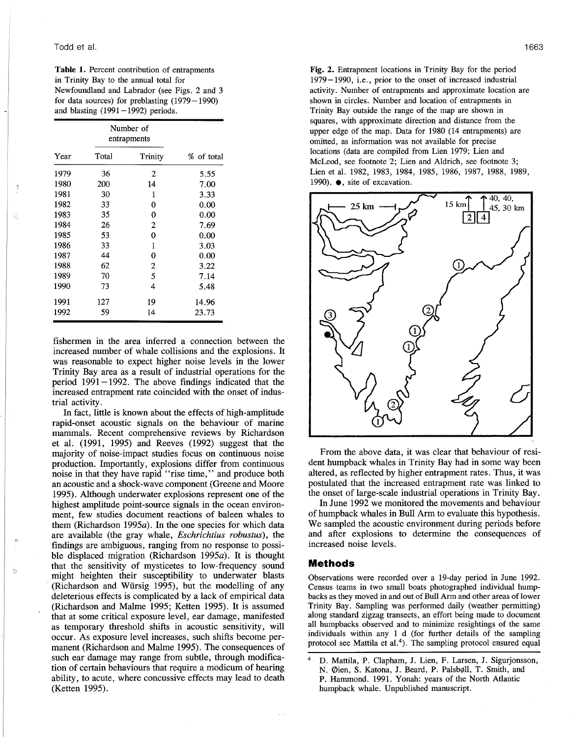**Table 1.** Percent contribution of entrapments in Trinity Bay to the annual total for Newfoundland and Labrador (see Figs. 2 and 3 for data sources) for preblasting (1979–1990) and blasting (1991–1992) periods.

| Year | Number of entrapments | | % of total |
|---|---|---|---|
| | Total | Trinity | |
| 1979 | 36 | 2 | 5.55 |
| 1980 | 200 | 14 | 7.00 |
| 1981 | 30 | 1 | 3.33 |
| 1982 | 33 | 0 | 0.00 |
| 1983 | 35 | 0 | 0.00 |
| 1984 | 26 | 2 | 7.69 |
| 1985 | 53 | 0 | 0.00 |
| 1986 | 33 | 1 | 3.03 |
| 1987 | 44 | 0 | 0.00 |
| 1988 | 62 | 2 | 3.22 |
| 1989 | 70 | 5 | 7.14 |
| 1990 | 73 | 4 | 5.48 |
| 1991 | 127 | 19 | 14.96 |
| 1992 | 59 | 14 | 23.73 |

fishermen in the area inferred a connection between the increased number of whale collisions and the explosions. It was reasonable to expect higher noise levels in the lower Trinity Bay area as a result of industrial operations for the period 1991–1992. The above findings indicated that the increased entrapment rate coincided with the onset of industrial activity.

In fact, little is known about the effects of high-amplitude rapid-onset acoustic signals on the behaviour of marine mammals. Recent comprehensive reviews by Richardson et al. (1991, 1995) and Reeves (1992) suggest that the majority of noise-impact studies focus on continuous noise production. Importantly, explosions differ from continuous noise in that they have rapid "rise time," and produce both an acoustic and a shock-wave component (Greene and Moore 1995). Although underwater explosions represent one of the highest amplitude point-source signals in the ocean environment, few studies document reactions of baleen whales to them (Richardson 1995*a*). In the one species for which data are available (the gray whale, *Eschrichtius robustus*), the findings are ambiguous, ranging from no response to possible displaced migration (Richardson 1995*a*). It is thought that the sensitivity of mysticetes to low-frequency sound might heighten their susceptibility to underwater blasts (Richardson and Würsig 1995), but the modelling of any deleterious effects is complicated by a lack of empirical data (Richardson and Malme 1995; Ketten 1995). It is assumed that at some critical exposure level, ear damage, manifested as temporary threshold shifts in acoustic sensitivity, will occur. As exposure level increases, such shifts become permanent (Richardson and Malme 1995). The consequences of such ear damage may range from subtle, through modification of certain behaviours that require a modicum of hearing ability, to acute, where concussive effects may lead to death (Ketten 1995).

**Fig. 2.** Entrapment locations in Trinity Bay for the period 1979–1990, i.e., prior to the onset of increased industrial activity. Number of entrapments and approximate location are shown in circles. Number and location of entrapments in Trinity Bay outside the range of the map are shown in squares, with approximate direction and distance from the upper edge of the map. Data for 1980 (14 entrapments) are omitted, as information was not available for precise locations (data are compiled from Lien 1979; Lien and McLeod, see footnote 2; Lien and Aldrich, see footnote 3; Lien et al. 1982, 1983, 1984, 1985, 1986, 1987, 1988, 1989, 1990). ●, site of excavation.

From the above data, it was clear that behaviour of resident humpback whales in Trinity Bay had in some way been altered, as reflected by higher entrapment rates. Thus, it was postulated that the increased entrapment rate was linked to the onset of large-scale industrial operations in Trinity Bay.

In June 1992 we monitored the movements and behaviour of humpback whales in Bull Arm to evaluate this hypothesis. We sampled the acoustic environment during periods before and after explosions to determine the consequences of increased noise levels.

## Methods

Observations were recorded over a 19-day period in June 1992. Census teams in two small boats photographed individual humpbacks as they moved in and out of Bull Arm and other areas of lower Trinity Bay. Sampling was performed daily (weather permitting) along standard zigzag transects, an effort being made to document all humpbacks observed and to minimize resightings of the same individuals within any 1 d (for further details of the sampling protocol see Mattila et al.[4]). The sampling protocol ensured equal

[4] D. Mattila, P. Clapham, J. Lien, F. Larsen, J. Sigurjonsson, N. Øien, S. Katona, J. Beard, P. Palsbøll, T. Smith, and P. Hammond. 1991. Yonah: years of the North Atlantic humpback whale. Unpublished manuscript.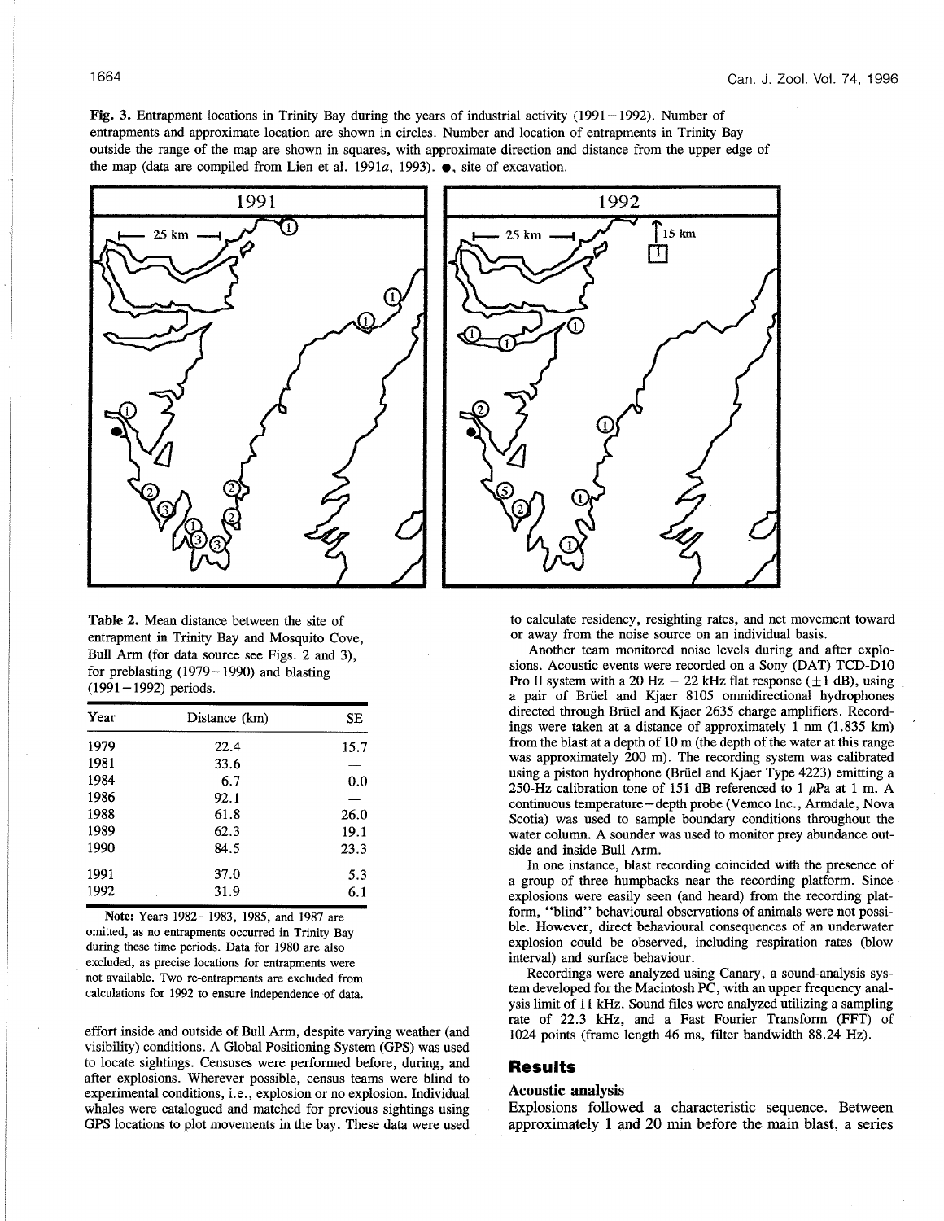**Fig. 3.** Entrapment locations in Trinity Bay during the years of industrial activity (1991–1992). Number of entrapments and approximate location are shown in circles. Number and location of entrapments in Trinity Bay outside the range of the map are shown in squares, with approximate direction and distance from the upper edge of the map (data are compiled from Lien et al. 1991*a*, 1993). ●, site of excavation.

**Table 2.** Mean distance between the site of entrapment in Trinity Bay and Mosquito Cove, Bull Arm (for data source see Figs. 2 and 3), for preblasting (1979–1990) and blasting (1991–1992) periods.

| Year | Distance (km) | SE |
|---|---|---|
| 1979 | 22.4 | 15.7 |
| 1981 | 33.6 | — |
| 1984 | 6.7 | 0.0 |
| 1986 | 92.1 | — |
| 1988 | 61.8 | 26.0 |
| 1989 | 62.3 | 19.1 |
| 1990 | 84.5 | 23.3 |
| 1991 | 37.0 | 5.3 |
| 1992 | 31.9 | 6.1 |

**Note:** Years 1982–1983, 1985, and 1987 are omitted, as no entrapments occurred in Trinity Bay during these time periods. Data for 1980 are also excluded, as precise locations for entrapments were not available. Two re-entrapments are excluded from calculations for 1992 to ensure independence of data.

effort inside and outside of Bull Arm, despite varying weather (and visibility) conditions. A Global Positioning System (GPS) was used to locate sightings. Censuses were performed before, during, and after explosions. Wherever possible, census teams were blind to experimental conditions, i.e., explosion or no explosion. Individual whales were catalogued and matched for previous sightings using GPS locations to plot movements in the bay. These data were used to calculate residency, resighting rates, and net movement toward or away from the noise source on an individual basis.

Another team monitored noise levels during and after explosions. Acoustic events were recorded on a Sony (DAT) TCD-D10 Pro II system with a 20 Hz – 22 kHz flat response (±1 dB), using a pair of Brüel and Kjaer 8105 omnidirectional hydrophones directed through Brüel and Kjaer 2635 charge amplifiers. Recordings were taken at a distance of approximately 1 nm (1.835 km) from the blast at a depth of 10 m (the depth of the water at this range was approximately 200 m). The recording system was calibrated using a piston hydrophone (Brüel and Kjaer Type 4223) emitting a 250-Hz calibration tone of 151 dB referenced to 1 μPa at 1 m. A continuous temperature–depth probe (Vemco Inc., Armdale, Nova Scotia) was used to sample boundary conditions throughout the water column. A sounder was used to monitor prey abundance outside and inside Bull Arm.

In one instance, blast recording coincided with the presence of a group of three humpbacks near the recording platform. Since explosions were easily seen (and heard) from the recording platform, "blind" behavioural observations of animals were not possible. However, direct behavioural consequences of an underwater explosion could be observed, including respiration rates (blow interval) and surface behaviour.

Recordings were analyzed using Canary, a sound-analysis system developed for the Macintosh PC, with an upper frequency analysis limit of 11 kHz. Sound files were analyzed utilizing a sampling rate of 22.3 kHz, and a Fast Fourier Transform (FFT) of 1024 points (frame length 46 ms, filter bandwidth 88.24 Hz).

## Results

### Acoustic analysis

Explosions followed a characteristic sequence. Between approximately 1 and 20 min before the main blast, a series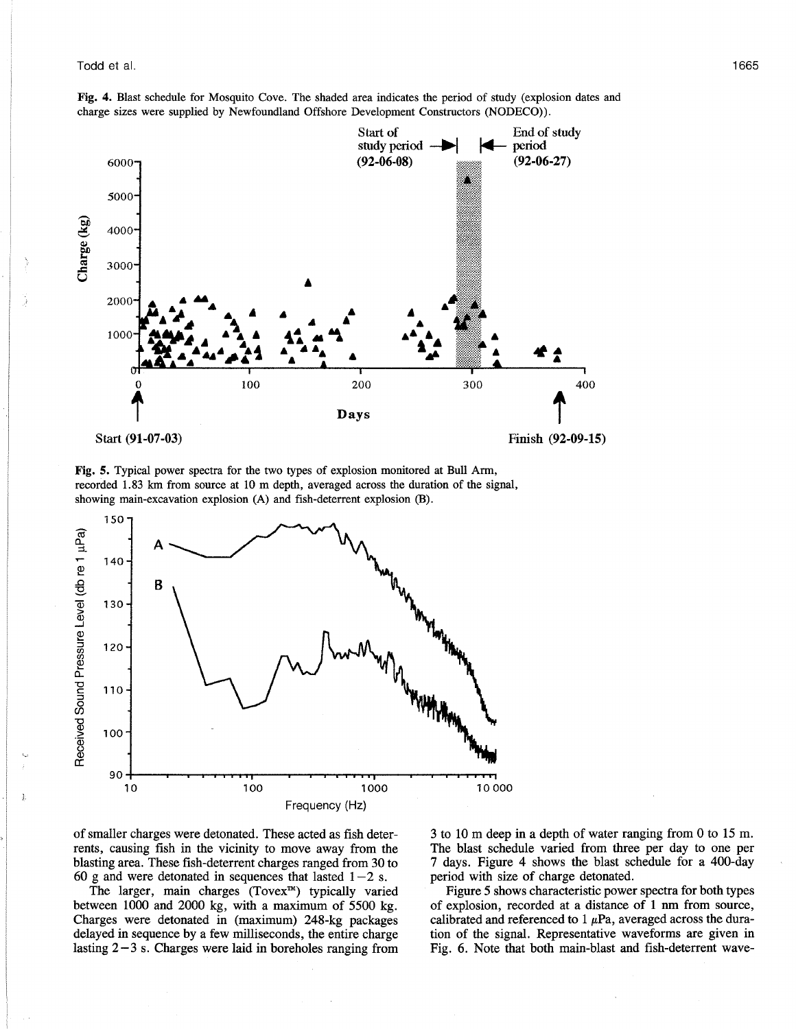**Fig. 4.** Blast schedule for Mosquito Cove. The shaded area indicates the period of study (explosion dates and charge sizes were supplied by Newfoundland Offshore Development Constructors (NODECO)).

**Fig. 5.** Typical power spectra for the two types of explosion monitored at Bull Arm, recorded 1.83 km from source at 10 m depth, averaged across the duration of the signal, showing main-excavation explosion (A) and fish-deterrent explosion (B).

of smaller charges were detonated. These acted as fish deterrents, causing fish in the vicinity to move away from the blasting area. These fish-deterrent charges ranged from 30 to 60 g and were detonated in sequences that lasted 1–2 s.

The larger, main charges (Tovex™) typically varied between 1000 and 2000 kg, with a maximum of 5500 kg. Charges were detonated in (maximum) 248-kg packages delayed in sequence by a few milliseconds, the entire charge lasting 2–3 s. Charges were laid in boreholes ranging from 3 to 10 m deep in a depth of water ranging from 0 to 15 m. The blast schedule varied from three per day to one per 7 days. Figure 4 shows the blast schedule for a 400-day period with size of charge detonated.

Figure 5 shows characteristic power spectra for both types of explosion, recorded at a distance of 1 nm from source, calibrated and referenced to 1 $\mu$Pa, averaged across the duration of the signal. Representative waveforms are given in Fig. 6. Note that both main-blast and fish-deterrent wave-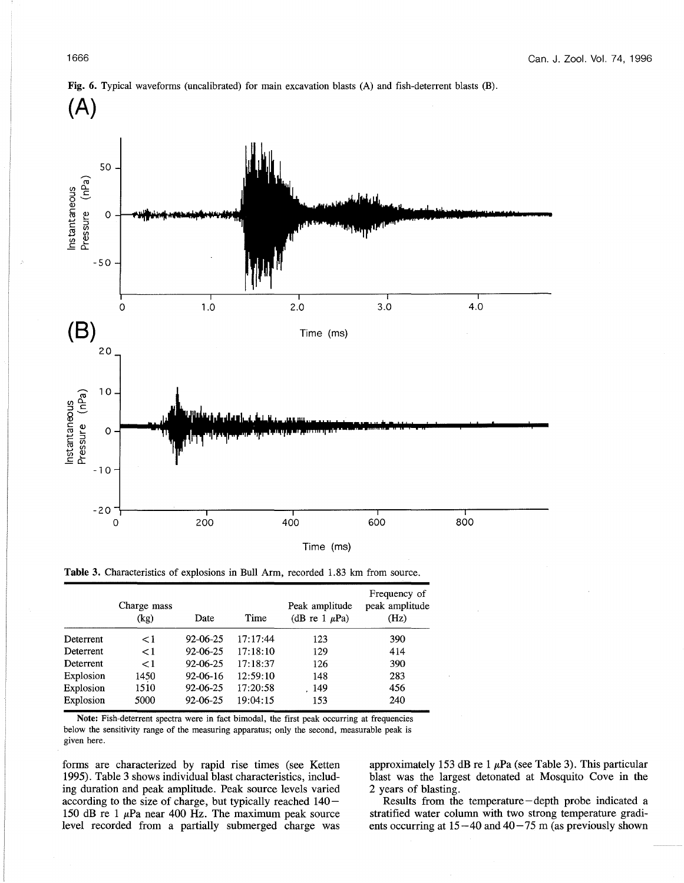**Fig. 6.** Typical waveforms (uncalibrated) for main excavation blasts (A) and fish-deterrent blasts (B).

**Table 3.** Characteristics of explosions in Bull Arm, recorded 1.83 km from source.

| | Charge mass (kg) | Date | Time | Peak amplitude (dB re 1 $\mu$Pa) | Frequency of peak amplitude (Hz) |
|---|---|---|---|---|---|
| Deterrent | <1 | 92-06-25 | 17:17:44 | 123 | 390 |
| Deterrent | <1 | 92-06-25 | 17:18:10 | 129 | 414 |
| Deterrent | <1 | 92-06-25 | 17:18:37 | 126 | 390 |
| Explosion | 1450 | 92-06-16 | 12:59:10 | 148 | 283 |
| Explosion | 1510 | 92-06-25 | 17:20:58 | 149 | 456 |
| Explosion | 5000 | 92-06-25 | 19:04:15 | 153 | 240 |

**Note:** Fish-deterrent spectra were in fact bimodal, the first peak occurring at frequencies below the sensitivity range of the measuring apparatus; only the second, measurable peak is given here.

forms are characterized by rapid rise times (see Ketten 1995). Table 3 shows individual blast characteristics, including duration and peak amplitude. Peak source levels varied according to the size of charge, but typically reached 140–150 dB re 1 $\mu$Pa near 400 Hz. The maximum peak source level recorded from a partially submerged charge was approximately 153 dB re 1 $\mu$Pa (see Table 3). This particular blast was the largest detonated at Mosquito Cove in the 2 years of blasting.

Results from the temperature–depth probe indicated a stratified water column with two strong temperature gradients occurring at 15–40 and 40–75 m (as previously shown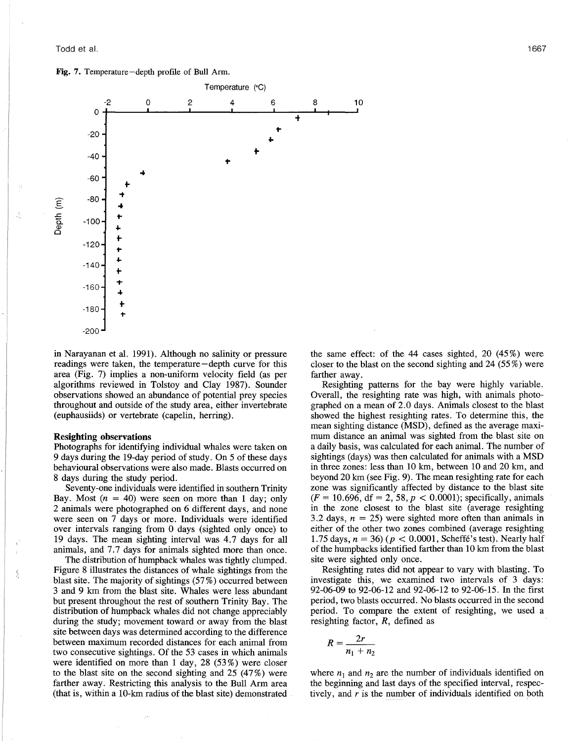**Fig. 7.** Temperature–depth profile of Bull Arm.

in Narayanan et al. 1991). Although no salinity or pressure readings were taken, the temperature–depth curve for this area (Fig. 7) implies a non-uniform velocity field (as per algorithms reviewed in Tolstoy and Clay 1987). Sounder observations showed an abundance of potential prey species throughout and outside of the study area, either invertebrate (euphausiids) or vertebrate (capelin, herring).

### Resighting observations

Photographs for identifying individual whales were taken on 9 days during the 19-day period of study. On 5 of these days behavioural observations were also made. Blasts occurred on 8 days during the study period.

Seventy-one individuals were identified in southern Trinity Bay. Most ($n = 40$) were seen on more than 1 day; only 2 animals were photographed on 6 different days, and none were seen on 7 days or more. Individuals were identified over intervals ranging from 0 days (sighted only once) to 19 days. The mean sighting interval was 4.7 days for all animals, and 7.7 days for animals sighted more than once.

The distribution of humpback whales was tightly clumped. Figure 8 illustrates the distances of whale sightings from the blast site. The majority of sightings (57%) occurred between 3 and 9 km from the blast site. Whales were less abundant but present throughout the rest of southern Trinity Bay. The distribution of humpback whales did not change appreciably during the study; movement toward or away from the blast site between days was determined according to the difference between maximum recorded distances for each animal from two consecutive sightings. Of the 53 cases in which animals were identified on more than 1 day, 28 (53%) were closer to the blast site on the second sighting and 25 (47%) were farther away. Restricting this analysis to the Bull Arm area (that is, within a 10-km radius of the blast site) demonstrated the same effect: of the 44 cases sighted, 20 (45%) were closer to the blast on the second sighting and 24 (55%) were farther away.

Resighting patterns for the bay were highly variable. Overall, the resighting rate was high, with animals photographed on a mean of 2.0 days. Animals closest to the blast showed the highest resighting rates. To determine this, the mean sighting distance (MSD), defined as the average maximum distance an animal was sighted from the blast site on a daily basis, was calculated for each animal. The number of sightings (days) was then calculated for animals with a MSD in three zones: less than 10 km, between 10 and 20 km, and beyond 20 km (see Fig. 9). The mean resighting rate for each zone was significantly affected by distance to the blast site ($F = 10.696$, df = 2, 58, $p < 0.0001$); specifically, animals in the zone closest to the blast site (average resighting 3.2 days, $n = 25$) were sighted more often than animals in either of the other two zones combined (average resighting 1.75 days, $n = 36$) ($p < 0.0001$, Scheffé's test). Nearly half of the humpbacks identified farther than 10 km from the blast site were sighted only once.

Resighting rates did not appear to vary with blasting. To investigate this, we examined two intervals of 3 days: 92-06-09 to 92-06-12 and 92-06-12 to 92-06-15. In the first period, two blasts occurred. No blasts occurred in the second period. To compare the extent of resighting, we used a resighting factor, $R$, defined as

$$R = \frac{2r}{n_1 + n_2}$$

where $n_1$ and $n_2$ are the number of individuals identified on the beginning and last days of the specified interval, respectively, and $r$ is the number of individuals identified on both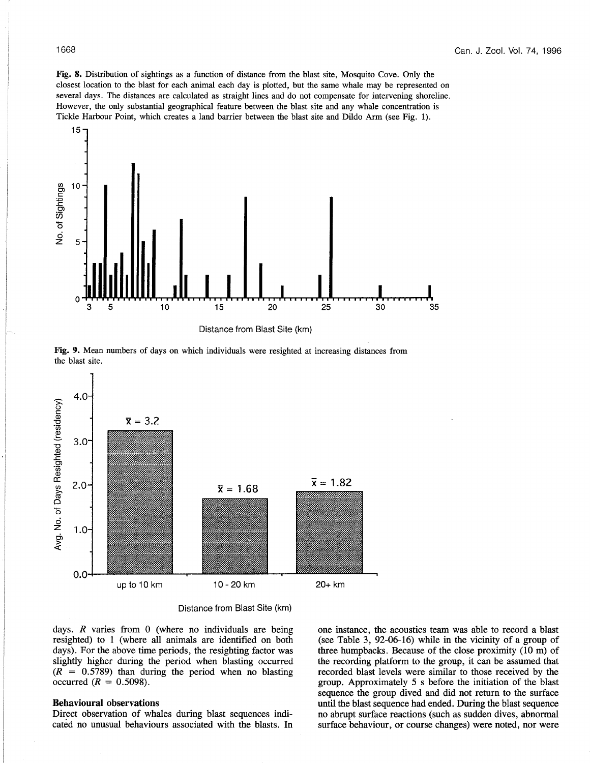**Fig. 8.** Distribution of sightings as a function of distance from the blast site, Mosquito Cove. Only the closest location to the blast for each animal each day is plotted, but the same whale may be represented on several days. The distances are calculated as straight lines and do not compensate for intervening shoreline. However, the only substantial geographical feature between the blast site and any whale concentration is Tickle Harbour Point, which creates a land barrier between the blast site and Dildo Arm (see Fig. 1).

**Fig. 9.** Mean numbers of days on which individuals were resighted at increasing distances from the blast site.

days. $R$ varies from 0 (where no individuals are being resighted) to 1 (where all animals are identified on both days). For the above time periods, the resighting factor was slightly higher during the period when blasting occurred ($R$ = 0.5789) than during the period when no blasting occurred ($R$ = 0.5098).

### Behavioural observations

Direct observation of whales during blast sequences indicated no unusual behaviours associated with the blasts. In one instance, the acoustics team was able to record a blast (see Table 3, 92-06-16) while in the vicinity of a group of three humpbacks. Because of the close proximity (10 m) of the recording platform to the group, it can be assumed that recorded blast levels were similar to those received by the group. Approximately 5 s before the initiation of the blast sequence the group dived and did not return to the surface until the blast sequence had ended. During the blast sequence no abrupt surface reactions (such as sudden dives, abnormal surface behaviour, or course changes) were noted, nor were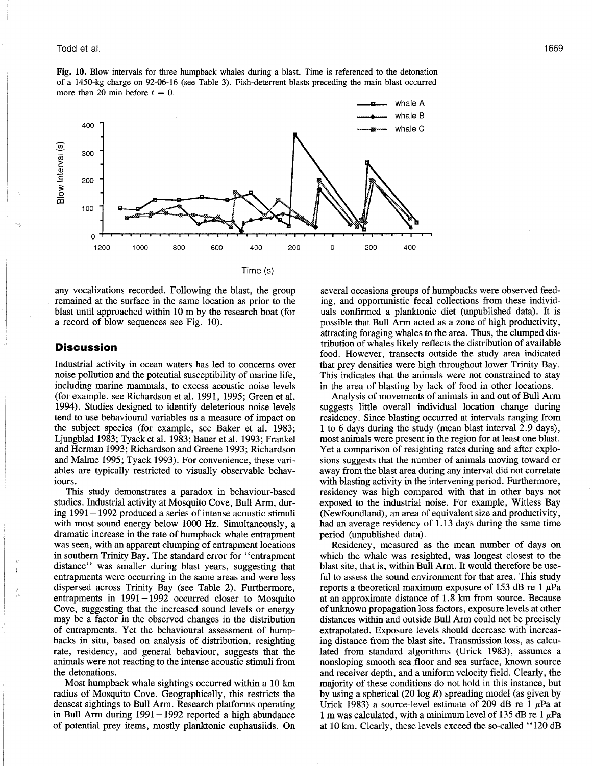**Fig. 10.** Blow intervals for three humpback whales during a blast. Time is referenced to the detonation of a 1450-kg charge on 92-06-16 (see Table 3). Fish-deterrent blasts preceding the main blast occurred more than 20 min before $t = 0$.

any vocalizations recorded. Following the blast, the group remained at the surface in the same location as prior to the blast until approached within 10 m by the research boat (for a record of blow sequences see Fig. 10).

## Discussion

Industrial activity in ocean waters has led to concerns over noise pollution and the potential susceptibility of marine life, including marine mammals, to excess acoustic noise levels (for example, see Richardson et al. 1991, 1995; Green et al. 1994). Studies designed to identify deleterious noise levels tend to use behavioural variables as a measure of impact on the subject species (for example, see Baker et al. 1983; Ljungblad 1983; Tyack et al. 1983; Bauer et al. 1993; Frankel and Herman 1993; Richardson and Greene 1993; Richardson and Malme 1995; Tyack 1993). For convenience, these variables are typically restricted to visually observable behaviours.

This study demonstrates a paradox in behaviour-based studies. Industrial activity at Mosquito Cove, Bull Arm, during 1991–1992 produced a series of intense acoustic stimuli with most sound energy below 1000 Hz. Simultaneously, a dramatic increase in the rate of humpback whale entrapment was seen, with an apparent clumping of entrapment locations in southern Trinity Bay. The standard error for "entrapment distance" was smaller during blast years, suggesting that entrapments were occurring in the same areas and were less dispersed across Trinity Bay (see Table 2). Furthermore, entrapments in 1991–1992 occurred closer to Mosquito Cove, suggesting that the increased sound levels or energy may be a factor in the observed changes in the distribution of entrapments. Yet the behavioural assessment of humpbacks in situ, based on analysis of distribution, resighting rate, residency, and general behaviour, suggests that the animals were not reacting to the intense acoustic stimuli from the detonations.

Most humpback whale sightings occurred within a 10-km radius of Mosquito Cove. Geographically, this restricts the densest sightings to Bull Arm. Research platforms operating in Bull Arm during 1991–1992 reported a high abundance of potential prey items, mostly planktonic euphausiids. On several occasions groups of humpbacks were observed feeding, and opportunistic fecal collections from these individuals confirmed a planktonic diet (unpublished data). It is possible that Bull Arm acted as a zone of high productivity, attracting foraging whales to the area. Thus, the clumped distribution of whales likely reflects the distribution of available food. However, transects outside the study area indicated that prey densities were high throughout lower Trinity Bay. This indicates that the animals were not constrained to stay in the area of blasting by lack of food in other locations.

Analysis of movements of animals in and out of Bull Arm suggests little overall individual location change during residency. Since blasting occurred at intervals ranging from 1 to 6 days during the study (mean blast interval 2.9 days), most animals were present in the region for at least one blast. Yet a comparison of resighting rates during and after explosions suggests that the number of animals moving toward or away from the blast area during any interval did not correlate with blasting activity in the intervening period. Furthermore, residency was high compared with that in other bays not exposed to the industrial noise. For example, Witless Bay (Newfoundland), an area of equivalent size and productivity, had an average residency of 1.13 days during the same time period (unpublished data).

Residency, measured as the mean number of days on which the whale was resighted, was longest closest to the blast site, that is, within Bull Arm. It would therefore be useful to assess the sound environment for that area. This study reports a theoretical maximum exposure of 153 dB re 1 $\mu$Pa at an approximate distance of 1.8 km from source. Because of unknown propagation loss factors, exposure levels at other distances within and outside Bull Arm could not be precisely extrapolated. Exposure levels should decrease with increasing distance from the blast site. Transmission loss, as calculated from standard algorithms (Urick 1983), assumes a nonsloping smooth sea floor and sea surface, known source and receiver depth, and a uniform velocity field. Clearly, the majority of these conditions do not hold in this instance, but by using a spherical (20 log $R$) spreading model (as given by Urick 1983) a source-level estimate of 209 dB re 1 $\mu$Pa at 1 m was calculated, with a minimum level of 135 dB re 1 $\mu$Pa at 10 km. Clearly, these levels exceed the so-called "120 dB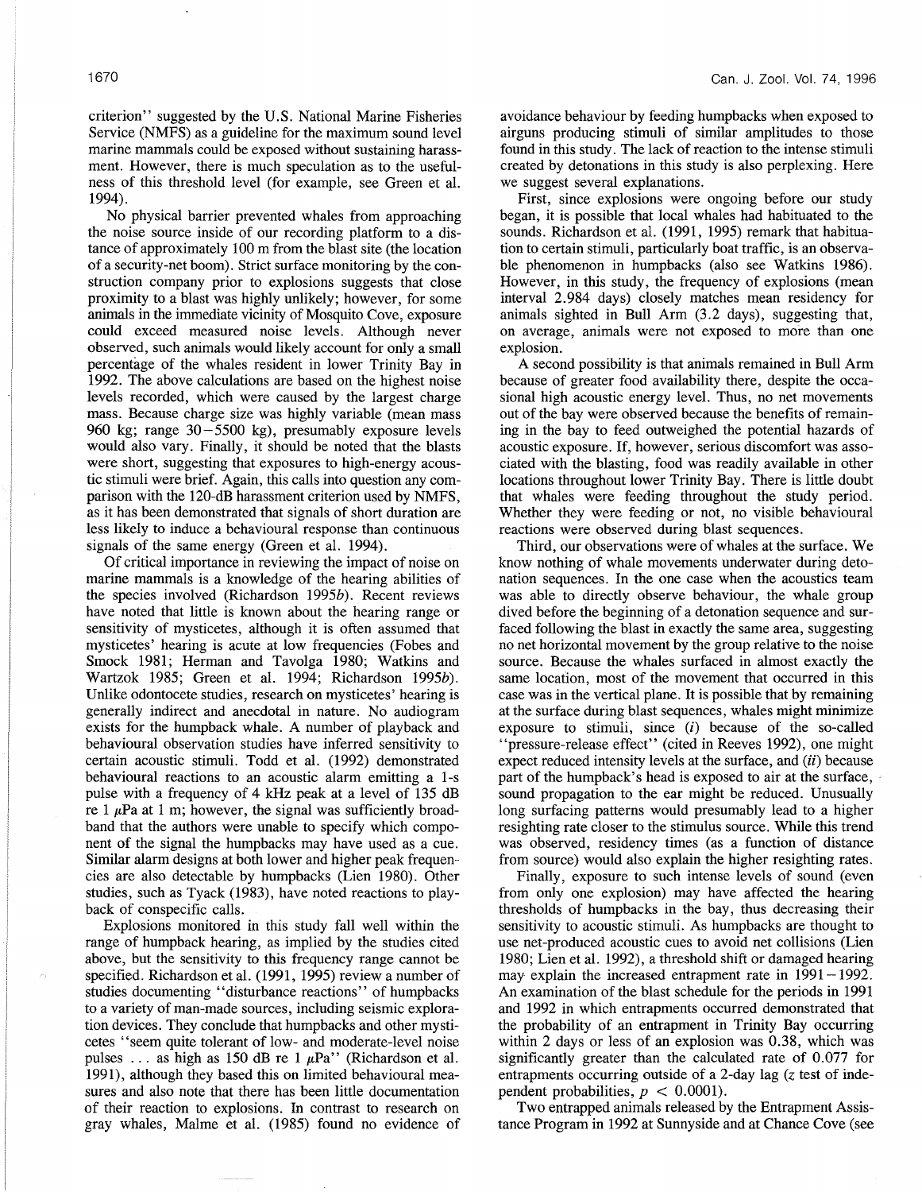criterion'' suggested by the U.S. National Marine Fisheries Service (NMFS) as a guideline for the maximum sound level marine mammals could be exposed without sustaining harassment. However, there is much speculation as to the usefulness of this threshold level (for example, see Green et al. 1994).

No physical barrier prevented whales from approaching the noise source inside of our recording platform to a distance of approximately 100 m from the blast site (the location of a security-net boom). Strict surface monitoring by the construction company prior to explosions suggests that close proximity to a blast was highly unlikely; however, for some animals in the immediate vicinity of Mosquito Cove, exposure could exceed measured noise levels. Although never observed, such animals would likely account for only a small percentage of the whales resident in lower Trinity Bay in 1992. The above calculations are based on the highest noise levels recorded, which were caused by the largest charge mass. Because charge size was highly variable (mean mass 960 kg; range 30–5500 kg), presumably exposure levels would also vary. Finally, it should be noted that the blasts were short, suggesting that exposures to high-energy acoustic stimuli were brief. Again, this calls into question any comparison with the 120-dB harassment criterion used by NMFS, as it has been demonstrated that signals of short duration are less likely to induce a behavioural response than continuous signals of the same energy (Green et al. 1994).

Of critical importance in reviewing the impact of noise on marine mammals is a knowledge of the hearing abilities of the species involved (Richardson 1995*b*). Recent reviews have noted that little is known about the hearing range or sensitivity of mysticetes, although it is often assumed that mysticetes' hearing is acute at low frequencies (Fobes and Smock 1981; Herman and Tavolga 1980; Watkins and Wartzok 1985; Green et al. 1994; Richardson 1995*b*). Unlike odontocete studies, research on mysticetes' hearing is generally indirect and anecdotal in nature. No audiogram exists for the humpback whale. A number of playback and behavioural observation studies have inferred sensitivity to certain acoustic stimuli. Todd et al. (1992) demonstrated behavioural reactions to an acoustic alarm emitting a 1-s pulse with a frequency of 4 kHz peak at a level of 135 dB re 1 $\mu$Pa at 1 m; however, the signal was sufficiently broadband that the authors were unable to specify which component of the signal the humpbacks may have used as a cue. Similar alarm designs at both lower and higher peak frequencies are also detectable by humpbacks (Lien 1980). Other studies, such as Tyack (1983), have noted reactions to playback of conspecific calls.

Explosions monitored in this study fall well within the range of humpback hearing, as implied by the studies cited above, but the sensitivity to this frequency range cannot be specified. Richardson et al. (1991, 1995) review a number of studies documenting ''disturbance reactions'' of humpbacks to a variety of man-made sources, including seismic exploration devices. They conclude that humpbacks and other mysticetes ''seem quite tolerant of low- and moderate-level noise pulses ... as high as 150 dB re 1 $\mu$Pa'' (Richardson et al. 1991), although they based this on limited behavioural measures and also note that there has been little documentation of their reaction to explosions. In contrast to research on gray whales, Malme et al. (1985) found no evidence of avoidance behaviour by feeding humpbacks when exposed to airguns producing stimuli of similar amplitudes to those found in this study. The lack of reaction to the intense stimuli created by detonations in this study is also perplexing. Here we suggest several explanations.

First, since explosions were ongoing before our study began, it is possible that local whales had habituated to the sounds. Richardson et al. (1991, 1995) remark that habituation to certain stimuli, particularly boat traffic, is an observable phenomenon in humpbacks (also see Watkins 1986). However, in this study, the frequency of explosions (mean interval 2.984 days) closely matches mean residency for animals sighted in Bull Arm (3.2 days), suggesting that, on average, animals were not exposed to more than one explosion.

A second possibility is that animals remained in Bull Arm because of greater food availability there, despite the occasional high acoustic energy level. Thus, no net movements out of the bay were observed because the benefits of remaining in the bay to feed outweighed the potential hazards of acoustic exposure. If, however, serious discomfort was associated with the blasting, food was readily available in other locations throughout lower Trinity Bay. There is little doubt that whales were feeding throughout the study period. Whether they were feeding or not, no visible behavioural reactions were observed during blast sequences.

Third, our observations were of whales at the surface. We know nothing of whale movements underwater during detonation sequences. In the one case when the acoustics team was able to directly observe behaviour, the whale group dived before the beginning of a detonation sequence and surfaced following the blast in exactly the same area, suggesting no net horizontal movement by the group relative to the noise source. Because the whales surfaced in almost exactly the same location, most of the movement that occurred in this case was in the vertical plane. It is possible that by remaining at the surface during blast sequences, whales might minimize exposure to stimuli, since (*i*) because of the so-called ''pressure-release effect'' (cited in Reeves 1992), one might expect reduced intensity levels at the surface, and (*ii*) because part of the humpback's head is exposed to air at the surface, sound propagation to the ear might be reduced. Unusually long surfacing patterns would presumably lead to a higher resighting rate closer to the stimulus source. While this trend was observed, residency times (as a function of distance from source) would also explain the higher resighting rates.

Finally, exposure to such intense levels of sound (even from only one explosion) may have affected the hearing thresholds of humpbacks in the bay, thus decreasing their sensitivity to acoustic stimuli. As humpbacks are thought to use net-produced acoustic cues to avoid net collisions (Lien 1980; Lien et al. 1992), a threshold shift or damaged hearing may explain the increased entrapment rate in 1991–1992. An examination of the blast schedule for the periods in 1991 and 1992 in which entrapments occurred demonstrated that the probability of an entrapment in Trinity Bay occurring within 2 days or less of an explosion was 0.38, which was significantly greater than the calculated rate of 0.077 for entrapments occurring outside of a 2-day lag ($z$ test of independent probabilities, $p < 0.0001$).

Two entrapped animals released by the Entrapment Assistance Program in 1992 at Sunnyside and at Chance Cove (see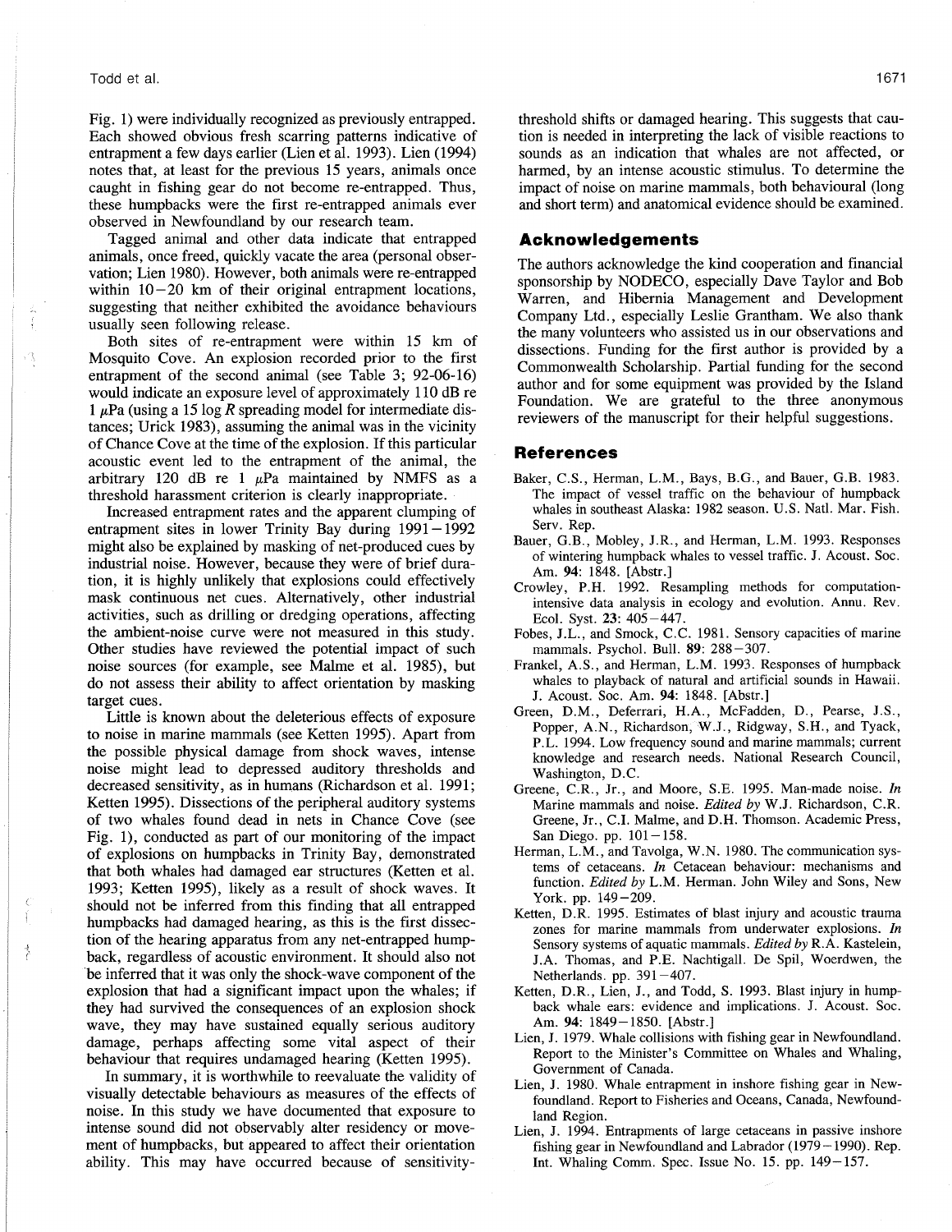Fig. 1) were individually recognized as previously entrapped. Each showed obvious fresh scarring patterns indicative of entrapment a few days earlier (Lien et al. 1993). Lien (1994) notes that, at least for the previous 15 years, animals once caught in fishing gear do not become re-entrapped. Thus, these humpbacks were the first re-entrapped animals ever observed in Newfoundland by our research team.

Tagged animal and other data indicate that entrapped animals, once freed, quickly vacate the area (personal observation; Lien 1980). However, both animals were re-entrapped within 10–20 km of their original entrapment locations, suggesting that neither exhibited the avoidance behaviours usually seen following release.

Both sites of re-entrapment were within 15 km of Mosquito Cove. An explosion recorded prior to the first entrapment of the second animal (see Table 3; 92-06-16) would indicate an exposure level of approximately 110 dB re 1 $\mu$Pa (using a 15 log $R$ spreading model for intermediate distances; Urick 1983), assuming the animal was in the vicinity of Chance Cove at the time of the explosion. If this particular acoustic event led to the entrapment of the animal, the arbitrary 120 dB re 1 $\mu$Pa maintained by NMFS as a threshold harassment criterion is clearly inappropriate.

Increased entrapment rates and the apparent clumping of entrapment sites in lower Trinity Bay during 1991–1992 might also be explained by masking of net-produced cues by industrial noise. However, because they were of brief duration, it is highly unlikely that explosions could effectively mask continuous net cues. Alternatively, other industrial activities, such as drilling or dredging operations, affecting the ambient-noise curve were not measured in this study. Other studies have reviewed the potential impact of such noise sources (for example, see Malme et al. 1985), but do not assess their ability to affect orientation by masking target cues.

Little is known about the deleterious effects of exposure to noise in marine mammals (see Ketten 1995). Apart from the possible physical damage from shock waves, intense noise might lead to depressed auditory thresholds and decreased sensitivity, as in humans (Richardson et al. 1991; Ketten 1995). Dissections of the peripheral auditory systems of two whales found dead in nets in Chance Cove (see Fig. 1), conducted as part of our monitoring of the impact of explosions on humpbacks in Trinity Bay, demonstrated that both whales had damaged ear structures (Ketten et al. 1993; Ketten 1995), likely as a result of shock waves. It should not be inferred from this finding that all entrapped humpbacks had damaged hearing, as this is the first dissection of the hearing apparatus from any net-entrapped humpback, regardless of acoustic environment. It should also not be inferred that it was only the shock-wave component of the explosion that had a significant impact upon the whales; if they had survived the consequences of an explosion shock wave, they may have sustained equally serious auditory damage, perhaps affecting some vital aspect of their behaviour that requires undamaged hearing (Ketten 1995).

In summary, it is worthwhile to reevaluate the validity of visually detectable behaviours as measures of the effects of noise. In this study we have documented that exposure to intense sound did not observably alter residency or movement of humpbacks, but appeared to affect their orientation ability. This may have occurred because of sensitivity-threshold shifts or damaged hearing. This suggests that caution is needed in interpreting the lack of visible reactions to sounds as an indication that whales are not affected, or harmed, by an intense acoustic stimulus. To determine the impact of noise on marine mammals, both behavioural (long and short term) and anatomical evidence should be examined.

## Acknowledgements

The authors acknowledge the kind cooperation and financial sponsorship by NODECO, especially Dave Taylor and Bob Warren, and Hibernia Management and Development Company Ltd., especially Leslie Grantham. We also thank the many volunteers who assisted us in our observations and dissections. Funding for the first author is provided by a Commonwealth Scholarship. Partial funding for the second author and for some equipment was provided by the Island Foundation. We are grateful to the three anonymous reviewers of the manuscript for their helpful suggestions.

## References

Baker, C.S., Herman, L.M., Bays, B.G., and Bauer, G.B. 1983. The impact of vessel traffic on the behaviour of humpback whales in southeast Alaska: 1982 season. U.S. Natl. Mar. Fish. Serv. Rep.

Bauer, G.B., Mobley, J.R., and Herman, L.M. 1993. Responses of wintering humpback whales to vessel traffic. J. Acoust. Soc. Am. **94**: 1848. [Abstr.]

Crowley, P.H. 1992. Resampling methods for computation-intensive data analysis in ecology and evolution. Annu. Rev. Ecol. Syst. **23**: 405–447.

Fobes, J.L., and Smock, C.C. 1981. Sensory capacities of marine mammals. Psychol. Bull. **89**: 288–307.

Frankel, A.S., and Herman, L.M. 1993. Responses of humpback whales to playback of natural and artificial sounds in Hawaii. J. Acoust. Soc. Am. **94**: 1848. [Abstr.]

Green, D.M., Deferrari, H.A., McFadden, D., Pearse, J.S., Popper, A.N., Richardson, W.J., Ridgway, S.H., and Tyack, P.L. 1994. Low frequency sound and marine mammals; current knowledge and research needs. National Research Council, Washington, D.C.

Greene, C.R., Jr., and Moore, S.E. 1995. Man-made noise. *In* Marine mammals and noise. *Edited by* W.J. Richardson, C.R. Greene, Jr., C.I. Malme, and D.H. Thomson. Academic Press, San Diego. pp. 101–158.

Herman, L.M., and Tavolga, W.N. 1980. The communication systems of cetaceans. *In* Cetacean behaviour: mechanisms and function. *Edited by* L.M. Herman. John Wiley and Sons, New York. pp. 149–209.

Ketten, D.R. 1995. Estimates of blast injury and acoustic trauma zones for marine mammals from underwater explosions. *In* Sensory systems of aquatic mammals. *Edited by* R.A. Kastelein, J.A. Thomas, and P.E. Nachtigall. De Spil, Woerdwen, the Netherlands. pp. 391–407.

Ketten, D.R., Lien, J., and Todd, S. 1993. Blast injury in humpback whale ears: evidence and implications. J. Acoust. Soc. Am. **94**: 1849–1850. [Abstr.]

Lien, J. 1979. Whale collisions with fishing gear in Newfoundland. Report to the Minister's Committee on Whales and Whaling, Government of Canada.

Lien, J. 1980. Whale entrapment in inshore fishing gear in Newfoundland. Report to Fisheries and Oceans, Canada, Newfoundland Region.

Lien, J. 1994. Entrapments of large cetaceans in passive inshore fishing gear in Newfoundland and Labrador (1979–1990). Rep. Int. Whaling Comm. Spec. Issue No. 15. pp. 149–157.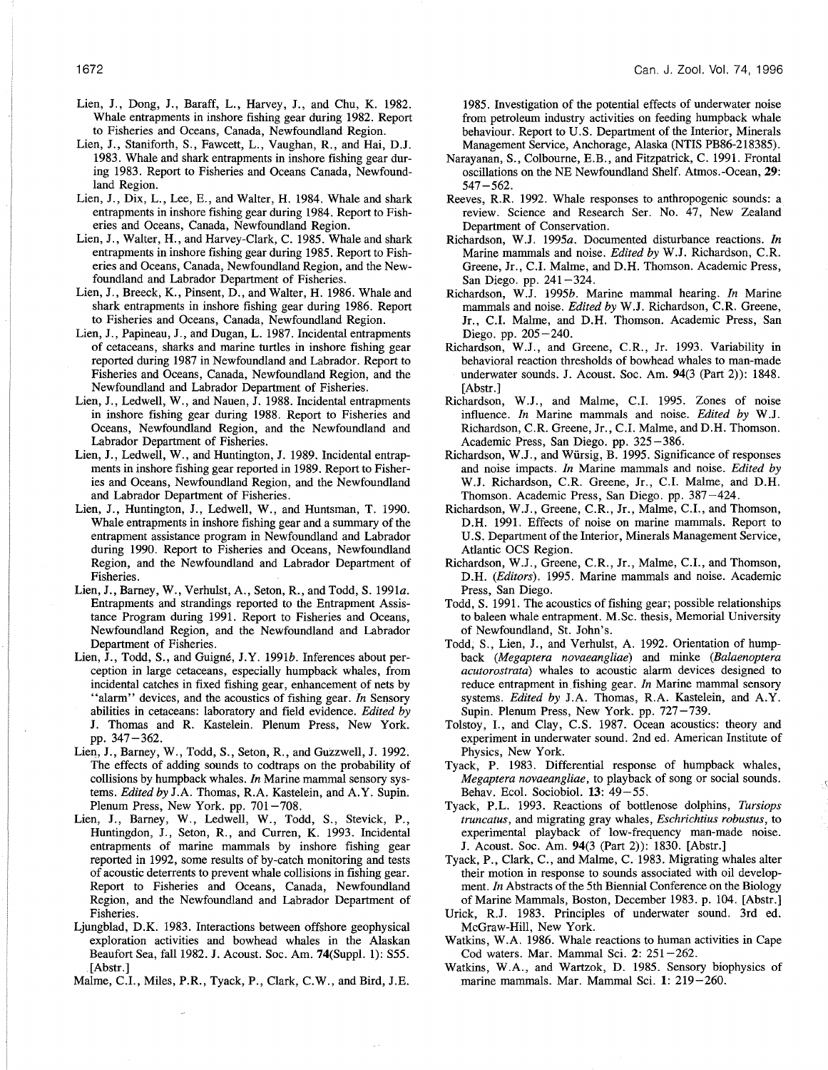Lien, J., Dong, J., Baraff, L., Harvey, J., and Chu, K. 1982. Whale entrapments in inshore fishing gear during 1982. Report to Fisheries and Oceans, Canada, Newfoundland Region.

Lien, J., Staniforth, S., Fawcett, L., Vaughan, R., and Hai, D.J. 1983. Whale and shark entrapments in inshore fishing gear during 1983. Report to Fisheries and Oceans Canada, Newfoundland Region.

Lien, J., Dix, L., Lee, E., and Walter, H. 1984. Whale and shark entrapments in inshore fishing gear during 1984. Report to Fisheries and Oceans, Canada, Newfoundland Region.

Lien, J., Walter, H., and Harvey-Clark, C. 1985. Whale and shark entrapments in inshore fishing gear during 1985. Report to Fisheries and Oceans, Canada, Newfoundland Region, and the Newfoundland and Labrador Department of Fisheries.

Lien, J., Breeck, K., Pinsent, D., and Walter, H. 1986. Whale and shark entrapments in inshore fishing gear during 1986. Report to Fisheries and Oceans, Canada, Newfoundland Region.

Lien, J., Papineau, J., and Dugan, L. 1987. Incidental entrapments of cetaceans, sharks and marine turtles in inshore fishing gear reported during 1987 in Newfoundland and Labrador. Report to Fisheries and Oceans, Canada, Newfoundland Region, and the Newfoundland and Labrador Department of Fisheries.

Lien, J., Ledwell, W., and Nauen, J. 1988. Incidental entrapments in inshore fishing gear during 1988. Report to Fisheries and Oceans, Newfoundland Region, and the Newfoundland and Labrador Department of Fisheries.

Lien, J., Ledwell, W., and Huntington, J. 1989. Incidental entrapments in inshore fishing gear reported in 1989. Report to Fisheries and Oceans, Newfoundland Region, and the Newfoundland and Labrador Department of Fisheries.

Lien, J., Huntington, J., Ledwell, W., and Huntsman, T. 1990. Whale entrapments in inshore fishing gear and a summary of the entrapment assistance program in Newfoundland and Labrador during 1990. Report to Fisheries and Oceans, Newfoundland Region, and the Newfoundland and Labrador Department of Fisheries.

Lien, J., Barney, W., Verhulst, A., Seton, R., and Todd, S. 1991*a*. Entrapments and strandings reported to the Entrapment Assistance Program during 1991. Report to Fisheries and Oceans, Newfoundland Region, and the Newfoundland and Labrador Department of Fisheries.

Lien, J., Todd, S., and Guigné, J.Y. 1991*b*. Inferences about perception in large cetaceans, especially humpback whales, from incidental catches in fixed fishing gear, enhancement of nets by "alarm" devices, and the acoustics of fishing gear. *In* Sensory abilities in cetaceans: laboratory and field evidence. *Edited by* J. Thomas and R. Kastelein. Plenum Press, New York. pp. 347–362.

Lien, J., Barney, W., Todd, S., Seton, R., and Guzzwell, J. 1992. The effects of adding sounds to codtraps on the probability of collisions by humpback whales. *In* Marine mammal sensory systems. *Edited by* J.A. Thomas, R.A. Kastelein, and A.Y. Supin. Plenum Press, New York. pp. 701–708.

Lien, J., Barney, W., Ledwell, W., Todd, S., Stevick, P., Huntingdon, J., Seton, R., and Curren, K. 1993. Incidental entrapments of marine mammals by inshore fishing gear reported in 1992, some results of by-catch monitoring and tests of acoustic deterrents to prevent whale collisions in fishing gear. Report to Fisheries and Oceans, Canada, Newfoundland Region, and the Newfoundland and Labrador Department of Fisheries.

Ljungblad, D.K. 1983. Interactions between offshore geophysical exploration activities and bowhead whales in the Alaskan Beaufort Sea, fall 1982. J. Acoust. Soc. Am. **74**(Suppl. 1): S55. [Abstr.]

Malme, C.I., Miles, P.R., Tyack, P., Clark, C.W., and Bird, J.E. 1985. Investigation of the potential effects of underwater noise from petroleum industry activities on feeding humpback whale behaviour. Report to U.S. Department of the Interior, Minerals Management Service, Anchorage, Alaska (NTIS PB86-218385).

Narayanan, S., Colbourne, E.B., and Fitzpatrick, C. 1991. Frontal oscillations on the NE Newfoundland Shelf. Atmos.-Ocean, **29**: 547–562.

Reeves, R.R. 1992. Whale responses to anthropogenic sounds: a review. Science and Research Ser. No. 47, New Zealand Department of Conservation.

Richardson, W.J. 1995*a*. Documented disturbance reactions. *In* Marine mammals and noise. *Edited by* W.J. Richardson, C.R. Greene, Jr., C.I. Malme, and D.H. Thomson. Academic Press, San Diego. pp. 241–324.

Richardson, W.J. 1995*b*. Marine mammal hearing. *In* Marine mammals and noise. *Edited by* W.J. Richardson, C.R. Greene, Jr., C.I. Malme, and D.H. Thomson. Academic Press, San Diego. pp. 205–240.

Richardson, W.J., and Greene, C.R., Jr. 1993. Variability in behavioral reaction thresholds of bowhead whales to man-made underwater sounds. J. Acoust. Soc. Am. **94**(3 (Part 2)): 1848. [Abstr.]

Richardson, W.J., and Malme, C.I. 1995. Zones of noise influence. *In* Marine mammals and noise. *Edited by* W.J. Richardson, C.R. Greene, Jr., C.I. Malme, and D.H. Thomson. Academic Press, San Diego. pp. 325–386.

Richardson, W.J., and Würsig, B. 1995. Significance of responses and noise impacts. *In* Marine mammals and noise. *Edited by* W.J. Richardson, C.R. Greene, Jr., C.I. Malme, and D.H. Thomson. Academic Press, San Diego. pp. 387–424.

Richardson, W.J., Greene, C.R., Jr., Malme, C.I., and Thomson, D.H. 1991. Effects of noise on marine mammals. Report to U.S. Department of the Interior, Minerals Management Service, Atlantic OCS Region.

Richardson, W.J., Greene, C.R., Jr., Malme, C.I., and Thomson, D.H. (*Editors*). 1995. Marine mammals and noise. Academic Press, San Diego.

Todd, S. 1991. The acoustics of fishing gear; possible relationships to baleen whale entrapment. M.Sc. thesis, Memorial University of Newfoundland, St. John's.

Todd, S., Lien, J., and Verhulst, A. 1992. Orientation of humpback (*Megaptera novaeangliae*) and minke (*Balaenoptera acutorostrata*) whales to acoustic alarm devices designed to reduce entrapment in fishing gear. *In* Marine mammal sensory systems. *Edited by* J.A. Thomas, R.A. Kastelein, and A.Y. Supin. Plenum Press, New York. pp. 727–739.

Tolstoy, I., and Clay, C.S. 1987. Ocean acoustics: theory and experiment in underwater sound. 2nd ed. American Institute of Physics, New York.

Tyack, P. 1983. Differential response of humpback whales, *Megaptera novaeangliae*, to playback of song or social sounds. Behav. Ecol. Sociobiol. **13**: 49–55.

Tyack, P.L. 1993. Reactions of bottlenose dolphins, *Tursiops truncatus*, and migrating gray whales, *Eschrichtius robustus*, to experimental playback of low-frequency man-made noise. J. Acoust. Soc. Am. **94**(3 (Part 2)): 1830. [Abstr.]

Tyack, P., Clark, C., and Malme, C. 1983. Migrating whales alter their motion in response to sounds associated with oil development. *In* Abstracts of the 5th Biennial Conference on the Biology of Marine Mammals, Boston, December 1983. p. 104. [Abstr.]

Urick, R.J. 1983. Principles of underwater sound. 3rd ed. McGraw-Hill, New York.

Watkins, W.A. 1986. Whale reactions to human activities in Cape Cod waters. Mar. Mammal Sci. **2**: 251–262.

Watkins, W.A., and Wartzok, D. 1985. Sensory biophysics of marine mammals. Mar. Mammal Sci. **1**: 219–260.